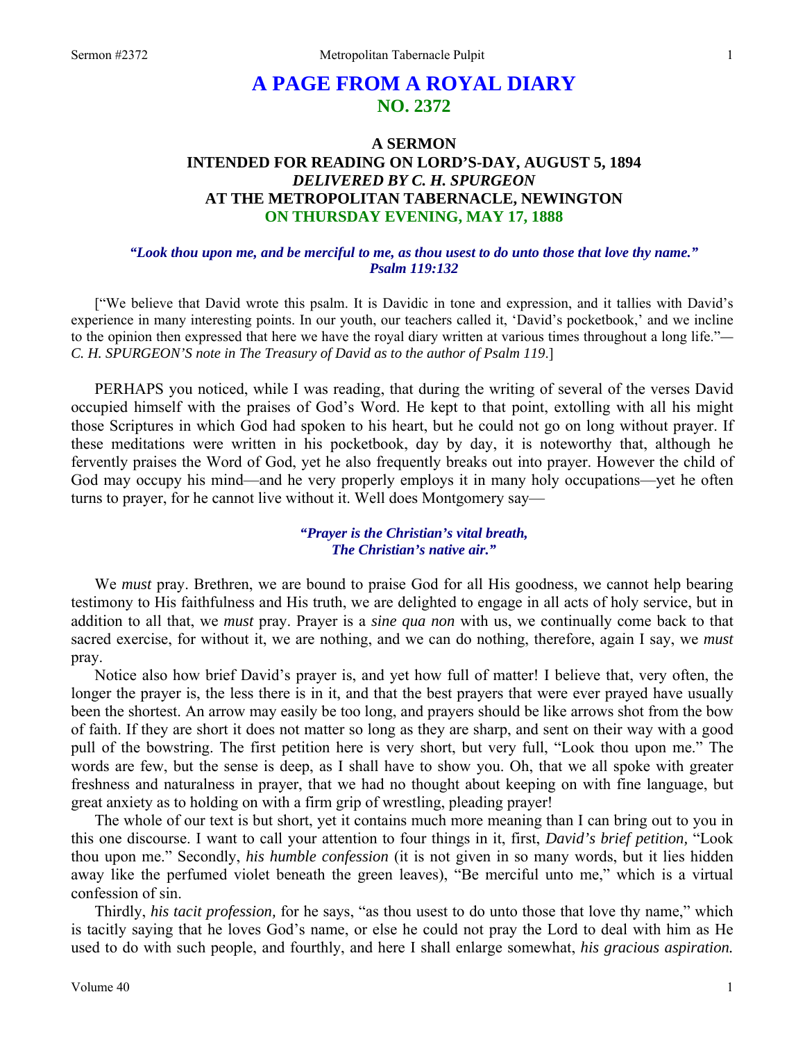# A PAGE FROM A ROYAL DIARY
## NO. 2372

### A SERMON
### INTENDED FOR READING ON LORD'S-DAY, AUGUST 5, 1894
### *DELIVERED BY C. H. SPURGEON*
### AT THE METROPOLITAN TABERNACLE, NEWINGTON
### ON THURSDAY EVENING, MAY 17, 1888

***"Look thou upon me, and be merciful to me, as thou usest to do unto those that love thy name." Psalm 119:132***

["We believe that David wrote this psalm. It is Davidic in tone and expression, and it tallies with David's experience in many interesting points. In our youth, our teachers called it, 'David's pocketbook,' and we incline to the opinion then expressed that here we have the royal diary written at various times throughout a long life."—*C. H. SPURGEON'S note in The Treasury of David as to the author of Psalm 119*.]

PERHAPS you noticed, while I was reading, that during the writing of several of the verses David occupied himself with the praises of God's Word. He kept to that point, extolling with all his might those Scriptures in which God had spoken to his heart, but he could not go on long without prayer. If these meditations were written in his pocketbook, day by day, it is noteworthy that, although he fervently praises the Word of God, yet he also frequently breaks out into prayer. However the child of God may occupy his mind—and he very properly employs it in many holy occupations—yet he often turns to prayer, for he cannot live without it. Well does Montgomery say—

*"Prayer is the Christian's vital breath,*
*The Christian's native air."*

We *must* pray. Brethren, we are bound to praise God for all His goodness, we cannot help bearing testimony to His faithfulness and His truth, we are delighted to engage in all acts of holy service, but in addition to all that, we *must* pray. Prayer is a *sine qua non* with us, we continually come back to that sacred exercise, for without it, we are nothing, and we can do nothing, therefore, again I say, we *must* pray.

Notice also how brief David's prayer is, and yet how full of matter! I believe that, very often, the longer the prayer is, the less there is in it, and that the best prayers that were ever prayed have usually been the shortest. An arrow may easily be too long, and prayers should be like arrows shot from the bow of faith. If they are short it does not matter so long as they are sharp, and sent on their way with a good pull of the bowstring. The first petition here is very short, but very full, "Look thou upon me." The words are few, but the sense is deep, as I shall have to show you. Oh, that we all spoke with greater freshness and naturalness in prayer, that we had no thought about keeping on with fine language, but great anxiety as to holding on with a firm grip of wrestling, pleading prayer!

The whole of our text is but short, yet it contains much more meaning than I can bring out to you in this one discourse. I want to call your attention to four things in it, first, *David's brief petition,* "Look thou upon me." Secondly, *his humble confession* (it is not given in so many words, but it lies hidden away like the perfumed violet beneath the green leaves), "Be merciful unto me," which is a virtual confession of sin.

Thirdly, *his tacit profession,* for he says, "as thou usest to do unto those that love thy name," which is tacitly saying that he loves God's name, or else he could not pray the Lord to deal with him as He used to do with such people, and fourthly, and here I shall enlarge somewhat, *his gracious aspiration.*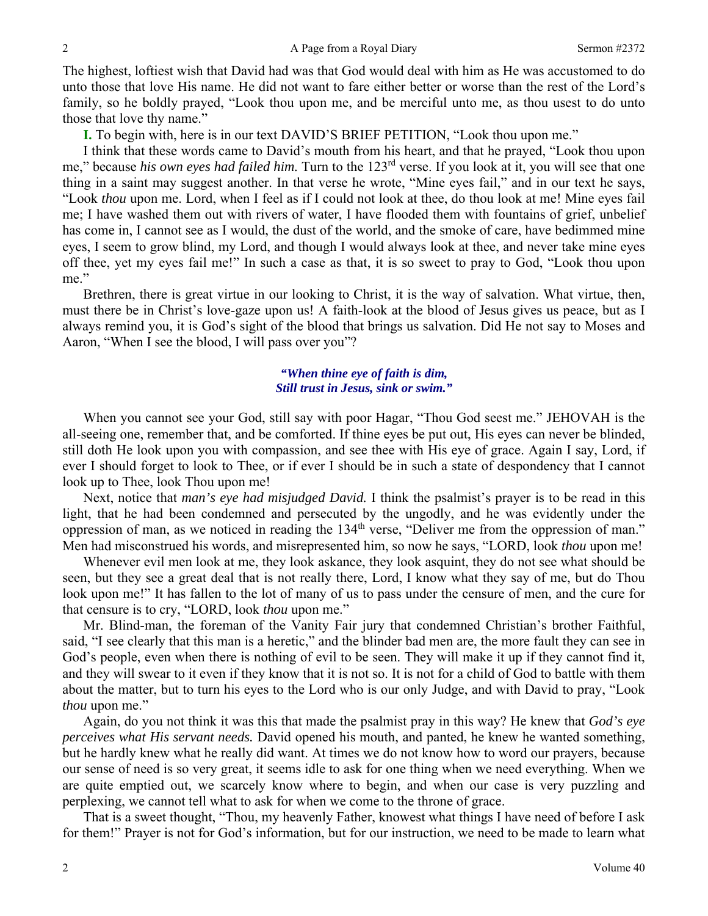The highest, loftiest wish that David had was that God would deal with him as He was accustomed to do unto those that love His name. He did not want to fare either better or worse than the rest of the Lord's family, so he boldly prayed, "Look thou upon me, and be merciful unto me, as thou usest to do unto those that love thy name."

**I.** To begin with, here is in our text DAVID'S BRIEF PETITION, "Look thou upon me."

I think that these words came to David's mouth from his heart, and that he prayed, "Look thou upon me," because *his own eyes had failed him.* Turn to the 123rd verse. If you look at it, you will see that one thing in a saint may suggest another. In that verse he wrote, "Mine eyes fail," and in our text he says, "Look *thou* upon me. Lord, when I feel as if I could not look at thee, do thou look at me! Mine eyes fail me; I have washed them out with rivers of water, I have flooded them with fountains of grief, unbelief has come in, I cannot see as I would, the dust of the world, and the smoke of care, have bedimmed mine eyes, I seem to grow blind, my Lord, and though I would always look at thee, and never take mine eyes off thee, yet my eyes fail me!" In such a case as that, it is so sweet to pray to God, "Look thou upon me."

Brethren, there is great virtue in our looking to Christ, it is the way of salvation. What virtue, then, must there be in Christ's love-gaze upon us! A faith-look at the blood of Jesus gives us peace, but as I always remind you, it is God's sight of the blood that brings us salvation. Did He not say to Moses and Aaron, "When I see the blood, I will pass over you"?

> ***"When thine eye of faith is dim,***
> ***Still trust in Jesus, sink or swim."***

When you cannot see your God, still say with poor Hagar, "Thou God seest me." JEHOVAH is the all-seeing one, remember that, and be comforted. If thine eyes be put out, His eyes can never be blinded, still doth He look upon you with compassion, and see thee with His eye of grace. Again I say, Lord, if ever I should forget to look to Thee, or if ever I should be in such a state of despondency that I cannot look up to Thee, look Thou upon me!

Next, notice that *man's eye had misjudged David.* I think the psalmist's prayer is to be read in this light, that he had been condemned and persecuted by the ungodly, and he was evidently under the oppression of man, as we noticed in reading the 134th verse, "Deliver me from the oppression of man." Men had misconstrued his words, and misrepresented him, so now he says, "LORD, look *thou* upon me!

Whenever evil men look at me, they look askance, they look asquint, they do not see what should be seen, but they see a great deal that is not really there, Lord, I know what they say of me, but do Thou look upon me!" It has fallen to the lot of many of us to pass under the censure of men, and the cure for that censure is to cry, "LORD, look *thou* upon me."

Mr. Blind-man, the foreman of the Vanity Fair jury that condemned Christian's brother Faithful, said, "I see clearly that this man is a heretic," and the blinder bad men are, the more fault they can see in God's people, even when there is nothing of evil to be seen. They will make it up if they cannot find it, and they will swear to it even if they know that it is not so. It is not for a child of God to battle with them about the matter, but to turn his eyes to the Lord who is our only Judge, and with David to pray, "Look *thou* upon me."

Again, do you not think it was this that made the psalmist pray in this way? He knew that *God's eye perceives what His servant needs.* David opened his mouth, and panted, he knew he wanted something, but he hardly knew what he really did want. At times we do not know how to word our prayers, because our sense of need is so very great, it seems idle to ask for one thing when we need everything. When we are quite emptied out, we scarcely know where to begin, and when our case is very puzzling and perplexing, we cannot tell what to ask for when we come to the throne of grace.

That is a sweet thought, "Thou, my heavenly Father, knowest what things I have need of before I ask for them!" Prayer is not for God's information, but for our instruction, we need to be made to learn what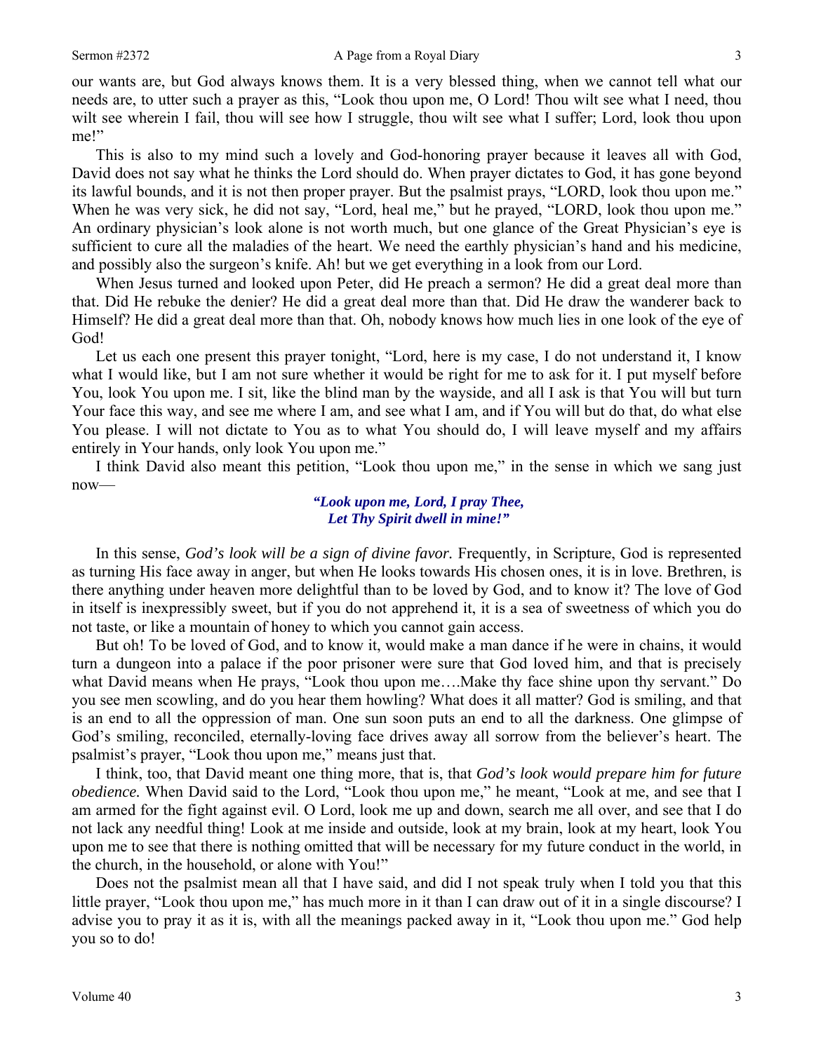our wants are, but God always knows them. It is a very blessed thing, when we cannot tell what our needs are, to utter such a prayer as this, "Look thou upon me, O Lord! Thou wilt see what I need, thou wilt see wherein I fail, thou will see how I struggle, thou wilt see what I suffer; Lord, look thou upon me!"

This is also to my mind such a lovely and God-honoring prayer because it leaves all with God, David does not say what he thinks the Lord should do. When prayer dictates to God, it has gone beyond its lawful bounds, and it is not then proper prayer. But the psalmist prays, "LORD, look thou upon me." When he was very sick, he did not say, "Lord, heal me," but he prayed, "LORD, look thou upon me." An ordinary physician's look alone is not worth much, but one glance of the Great Physician's eye is sufficient to cure all the maladies of the heart. We need the earthly physician's hand and his medicine, and possibly also the surgeon's knife. Ah! but we get everything in a look from our Lord.

When Jesus turned and looked upon Peter, did He preach a sermon? He did a great deal more than that. Did He rebuke the denier? He did a great deal more than that. Did He draw the wanderer back to Himself? He did a great deal more than that. Oh, nobody knows how much lies in one look of the eye of God!

Let us each one present this prayer tonight, "Lord, here is my case, I do not understand it, I know what I would like, but I am not sure whether it would be right for me to ask for it. I put myself before You, look You upon me. I sit, like the blind man by the wayside, and all I ask is that You will but turn Your face this way, and see me where I am, and see what I am, and if You will but do that, do what else You please. I will not dictate to You as to what You should do, I will leave myself and my affairs entirely in Your hands, only look You upon me."

I think David also meant this petition, "Look thou upon me," in the sense in which we sang just now—

> ***"Look upon me, Lord, I pray Thee,***
> ***Let Thy Spirit dwell in mine!"***

In this sense, *God's look will be a sign of divine favor.* Frequently, in Scripture, God is represented as turning His face away in anger, but when He looks towards His chosen ones, it is in love. Brethren, is there anything under heaven more delightful than to be loved by God, and to know it? The love of God in itself is inexpressibly sweet, but if you do not apprehend it, it is a sea of sweetness of which you do not taste, or like a mountain of honey to which you cannot gain access.

But oh! To be loved of God, and to know it, would make a man dance if he were in chains, it would turn a dungeon into a palace if the poor prisoner were sure that God loved him, and that is precisely what David means when He prays, "Look thou upon me….Make thy face shine upon thy servant." Do you see men scowling, and do you hear them howling? What does it all matter? God is smiling, and that is an end to all the oppression of man. One sun soon puts an end to all the darkness. One glimpse of God's smiling, reconciled, eternally-loving face drives away all sorrow from the believer's heart. The psalmist's prayer, "Look thou upon me," means just that.

I think, too, that David meant one thing more, that is, that *God's look would prepare him for future obedience.* When David said to the Lord, "Look thou upon me," he meant, "Look at me, and see that I am armed for the fight against evil. O Lord, look me up and down, search me all over, and see that I do not lack any needful thing! Look at me inside and outside, look at my brain, look at my heart, look You upon me to see that there is nothing omitted that will be necessary for my future conduct in the world, in the church, in the household, or alone with You!"

Does not the psalmist mean all that I have said, and did I not speak truly when I told you that this little prayer, "Look thou upon me," has much more in it than I can draw out of it in a single discourse? I advise you to pray it as it is, with all the meanings packed away in it, "Look thou upon me." God help you so to do!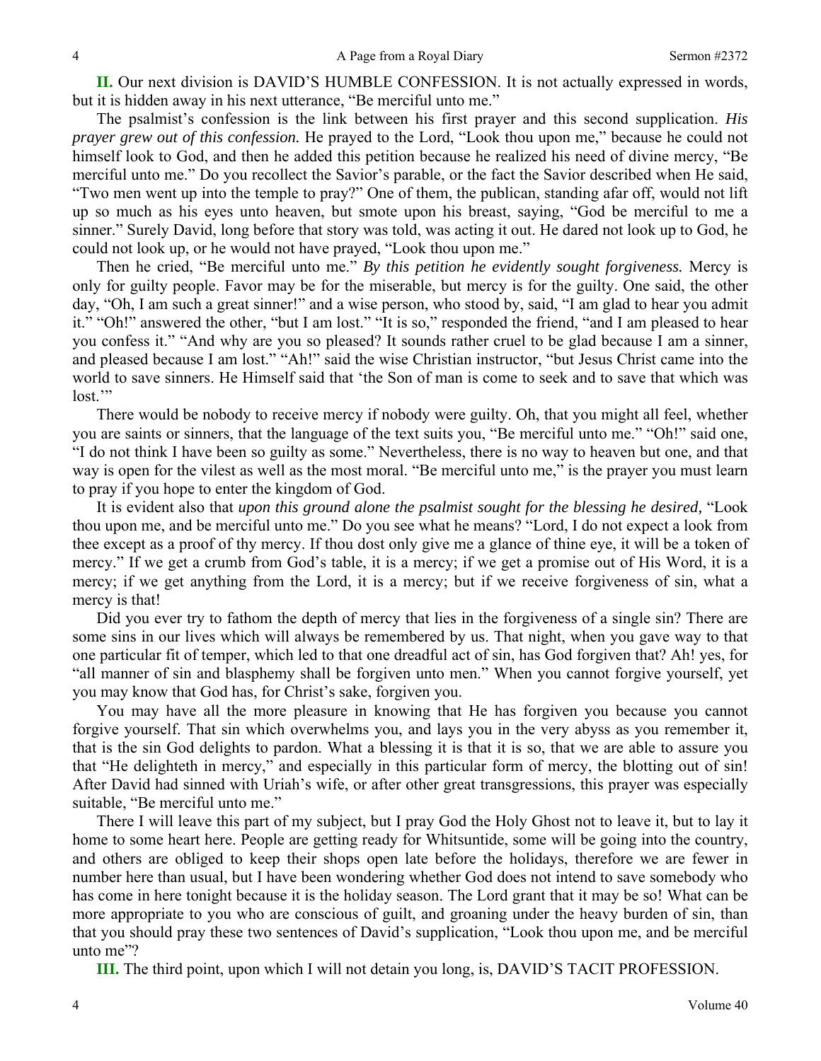**II.** Our next division is DAVID'S HUMBLE CONFESSION. It is not actually expressed in words, but it is hidden away in his next utterance, "Be merciful unto me."

The psalmist's confession is the link between his first prayer and this second supplication. *His prayer grew out of this confession.* He prayed to the Lord, "Look thou upon me," because he could not himself look to God, and then he added this petition because he realized his need of divine mercy, "Be merciful unto me." Do you recollect the Savior's parable, or the fact the Savior described when He said, "Two men went up into the temple to pray?" One of them, the publican, standing afar off, would not lift up so much as his eyes unto heaven, but smote upon his breast, saying, "God be merciful to me a sinner." Surely David, long before that story was told, was acting it out. He dared not look up to God, he could not look up, or he would not have prayed, "Look thou upon me."

Then he cried, "Be merciful unto me." *By this petition he evidently sought forgiveness.* Mercy is only for guilty people. Favor may be for the miserable, but mercy is for the guilty. One said, the other day, "Oh, I am such a great sinner!" and a wise person, who stood by, said, "I am glad to hear you admit it." "Oh!" answered the other, "but I am lost." "It is so," responded the friend, "and I am pleased to hear you confess it." "And why are you so pleased? It sounds rather cruel to be glad because I am a sinner, and pleased because I am lost." "Ah!" said the wise Christian instructor, "but Jesus Christ came into the world to save sinners. He Himself said that 'the Son of man is come to seek and to save that which was lost.'"

There would be nobody to receive mercy if nobody were guilty. Oh, that you might all feel, whether you are saints or sinners, that the language of the text suits you, "Be merciful unto me." "Oh!" said one, "I do not think I have been so guilty as some." Nevertheless, there is no way to heaven but one, and that way is open for the vilest as well as the most moral. "Be merciful unto me," is the prayer you must learn to pray if you hope to enter the kingdom of God.

It is evident also that *upon this ground alone the psalmist sought for the blessing he desired,* "Look thou upon me, and be merciful unto me." Do you see what he means? "Lord, I do not expect a look from thee except as a proof of thy mercy. If thou dost only give me a glance of thine eye, it will be a token of mercy." If we get a crumb from God's table, it is a mercy; if we get a promise out of His Word, it is a mercy; if we get anything from the Lord, it is a mercy; but if we receive forgiveness of sin, what a mercy is that!

Did you ever try to fathom the depth of mercy that lies in the forgiveness of a single sin? There are some sins in our lives which will always be remembered by us. That night, when you gave way to that one particular fit of temper, which led to that one dreadful act of sin, has God forgiven that? Ah! yes, for "all manner of sin and blasphemy shall be forgiven unto men." When you cannot forgive yourself, yet you may know that God has, for Christ's sake, forgiven you.

You may have all the more pleasure in knowing that He has forgiven you because you cannot forgive yourself. That sin which overwhelms you, and lays you in the very abyss as you remember it, that is the sin God delights to pardon. What a blessing it is that it is so, that we are able to assure you that "He delighteth in mercy," and especially in this particular form of mercy, the blotting out of sin! After David had sinned with Uriah's wife, or after other great transgressions, this prayer was especially suitable, "Be merciful unto me."

There I will leave this part of my subject, but I pray God the Holy Ghost not to leave it, but to lay it home to some heart here. People are getting ready for Whitsuntide, some will be going into the country, and others are obliged to keep their shops open late before the holidays, therefore we are fewer in number here than usual, but I have been wondering whether God does not intend to save somebody who has come in here tonight because it is the holiday season. The Lord grant that it may be so! What can be more appropriate to you who are conscious of guilt, and groaning under the heavy burden of sin, than that you should pray these two sentences of David's supplication, "Look thou upon me, and be merciful unto me"?

**III.** The third point, upon which I will not detain you long, is, DAVID'S TACIT PROFESSION.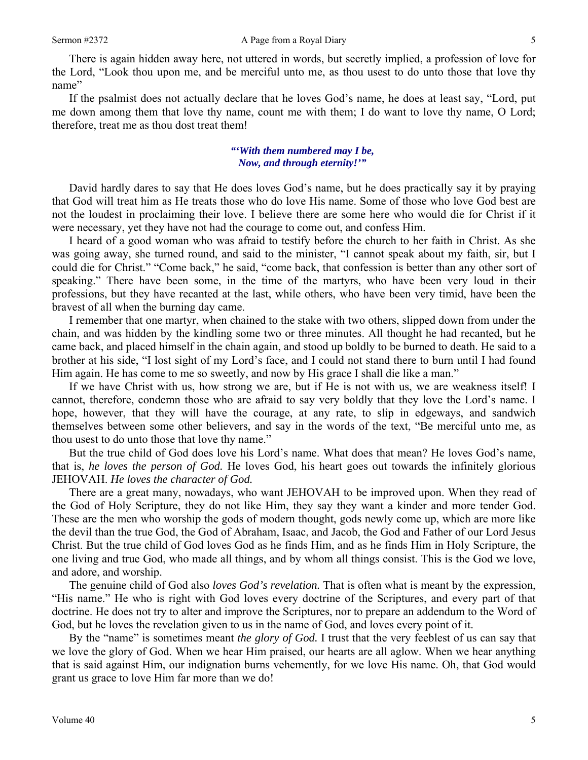There is again hidden away here, not uttered in words, but secretly implied, a profession of love for the Lord, "Look thou upon me, and be merciful unto me, as thou usest to do unto those that love thy name"

If the psalmist does not actually declare that he loves God's name, he does at least say, "Lord, put me down among them that love thy name, count me with them; I do want to love thy name, O Lord; therefore, treat me as thou dost treat them!

> *"'With them numbered may I be,*
> *Now, and through eternity!'"*

David hardly dares to say that He does loves God's name, but he does practically say it by praying that God will treat him as He treats those who do love His name. Some of those who love God best are not the loudest in proclaiming their love. I believe there are some here who would die for Christ if it were necessary, yet they have not had the courage to come out, and confess Him.

I heard of a good woman who was afraid to testify before the church to her faith in Christ. As she was going away, she turned round, and said to the minister, "I cannot speak about my faith, sir, but I could die for Christ." "Come back," he said, "come back, that confession is better than any other sort of speaking." There have been some, in the time of the martyrs, who have been very loud in their professions, but they have recanted at the last, while others, who have been very timid, have been the bravest of all when the burning day came.

I remember that one martyr, when chained to the stake with two others, slipped down from under the chain, and was hidden by the kindling some two or three minutes. All thought he had recanted, but he came back, and placed himself in the chain again, and stood up boldly to be burned to death. He said to a brother at his side, "I lost sight of my Lord's face, and I could not stand there to burn until I had found Him again. He has come to me so sweetly, and now by His grace I shall die like a man."

If we have Christ with us, how strong we are, but if He is not with us, we are weakness itself! I cannot, therefore, condemn those who are afraid to say very boldly that they love the Lord's name. I hope, however, that they will have the courage, at any rate, to slip in edgeways, and sandwich themselves between some other believers, and say in the words of the text, "Be merciful unto me, as thou usest to do unto those that love thy name."

But the true child of God does love his Lord's name. What does that mean? He loves God's name, that is, *he loves the person of God.* He loves God, his heart goes out towards the infinitely glorious JEHOVAH. *He loves the character of God.*

There are a great many, nowadays, who want JEHOVAH to be improved upon. When they read of the God of Holy Scripture, they do not like Him, they say they want a kinder and more tender God. These are the men who worship the gods of modern thought, gods newly come up, which are more like the devil than the true God, the God of Abraham, Isaac, and Jacob, the God and Father of our Lord Jesus Christ. But the true child of God loves God as he finds Him, and as he finds Him in Holy Scripture, the one living and true God, who made all things, and by whom all things consist. This is the God we love, and adore, and worship.

The genuine child of God also *loves God's revelation.* That is often what is meant by the expression, "His name." He who is right with God loves every doctrine of the Scriptures, and every part of that doctrine. He does not try to alter and improve the Scriptures, nor to prepare an addendum to the Word of God, but he loves the revelation given to us in the name of God, and loves every point of it.

By the "name" is sometimes meant *the glory of God.* I trust that the very feeblest of us can say that we love the glory of God. When we hear Him praised, our hearts are all aglow. When we hear anything that is said against Him, our indignation burns vehemently, for we love His name. Oh, that God would grant us grace to love Him far more than we do!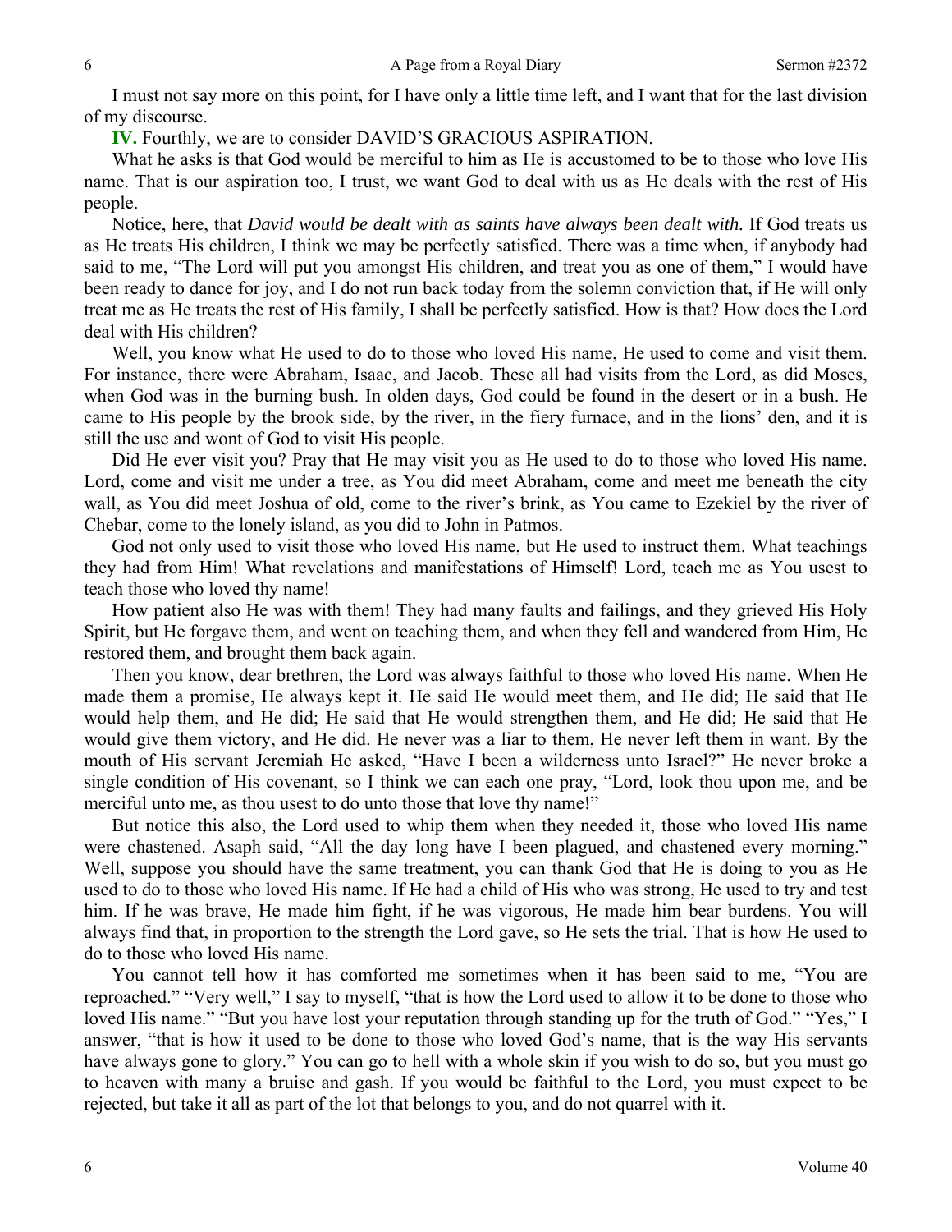I must not say more on this point, for I have only a little time left, and I want that for the last division of my discourse.

**IV.** Fourthly, we are to consider DAVID'S GRACIOUS ASPIRATION.

What he asks is that God would be merciful to him as He is accustomed to be to those who love His name. That is our aspiration too, I trust, we want God to deal with us as He deals with the rest of His people.

Notice, here, that *David would be dealt with as saints have always been dealt with.* If God treats us as He treats His children, I think we may be perfectly satisfied. There was a time when, if anybody had said to me, "The Lord will put you amongst His children, and treat you as one of them," I would have been ready to dance for joy, and I do not run back today from the solemn conviction that, if He will only treat me as He treats the rest of His family, I shall be perfectly satisfied. How is that? How does the Lord deal with His children?

Well, you know what He used to do to those who loved His name, He used to come and visit them. For instance, there were Abraham, Isaac, and Jacob. These all had visits from the Lord, as did Moses, when God was in the burning bush. In olden days, God could be found in the desert or in a bush. He came to His people by the brook side, by the river, in the fiery furnace, and in the lions' den, and it is still the use and wont of God to visit His people.

Did He ever visit you? Pray that He may visit you as He used to do to those who loved His name. Lord, come and visit me under a tree, as You did meet Abraham, come and meet me beneath the city wall, as You did meet Joshua of old, come to the river's brink, as You came to Ezekiel by the river of Chebar, come to the lonely island, as you did to John in Patmos.

God not only used to visit those who loved His name, but He used to instruct them. What teachings they had from Him! What revelations and manifestations of Himself! Lord, teach me as You usest to teach those who loved thy name!

How patient also He was with them! They had many faults and failings, and they grieved His Holy Spirit, but He forgave them, and went on teaching them, and when they fell and wandered from Him, He restored them, and brought them back again.

Then you know, dear brethren, the Lord was always faithful to those who loved His name. When He made them a promise, He always kept it. He said He would meet them, and He did; He said that He would help them, and He did; He said that He would strengthen them, and He did; He said that He would give them victory, and He did. He never was a liar to them, He never left them in want. By the mouth of His servant Jeremiah He asked, "Have I been a wilderness unto Israel?" He never broke a single condition of His covenant, so I think we can each one pray, "Lord, look thou upon me, and be merciful unto me, as thou usest to do unto those that love thy name!"

But notice this also, the Lord used to whip them when they needed it, those who loved His name were chastened. Asaph said, "All the day long have I been plagued, and chastened every morning." Well, suppose you should have the same treatment, you can thank God that He is doing to you as He used to do to those who loved His name. If He had a child of His who was strong, He used to try and test him. If he was brave, He made him fight, if he was vigorous, He made him bear burdens. You will always find that, in proportion to the strength the Lord gave, so He sets the trial. That is how He used to do to those who loved His name.

You cannot tell how it has comforted me sometimes when it has been said to me, "You are reproached." "Very well," I say to myself, "that is how the Lord used to allow it to be done to those who loved His name." "But you have lost your reputation through standing up for the truth of God." "Yes," I answer, "that is how it used to be done to those who loved God's name, that is the way His servants have always gone to glory." You can go to hell with a whole skin if you wish to do so, but you must go to heaven with many a bruise and gash. If you would be faithful to the Lord, you must expect to be rejected, but take it all as part of the lot that belongs to you, and do not quarrel with it.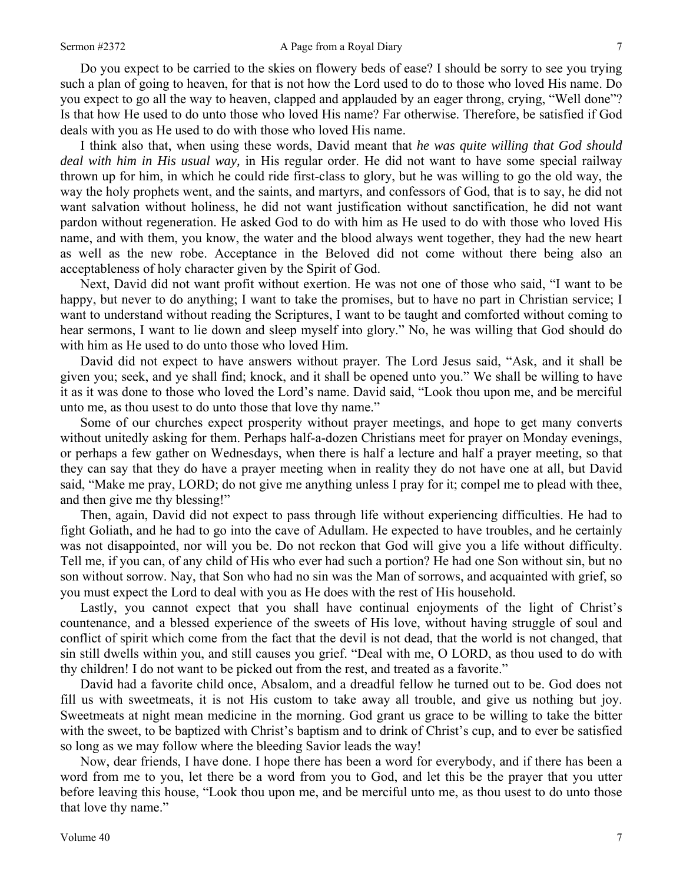Do you expect to be carried to the skies on flowery beds of ease? I should be sorry to see you trying such a plan of going to heaven, for that is not how the Lord used to do to those who loved His name. Do you expect to go all the way to heaven, clapped and applauded by an eager throng, crying, "Well done"? Is that how He used to do unto those who loved His name? Far otherwise. Therefore, be satisfied if God deals with you as He used to do with those who loved His name.

I think also that, when using these words, David meant that *he was quite willing that God should deal with him in His usual way,* in His regular order. He did not want to have some special railway thrown up for him, in which he could ride first-class to glory, but he was willing to go the old way, the way the holy prophets went, and the saints, and martyrs, and confessors of God, that is to say, he did not want salvation without holiness, he did not want justification without sanctification, he did not want pardon without regeneration. He asked God to do with him as He used to do with those who loved His name, and with them, you know, the water and the blood always went together, they had the new heart as well as the new robe. Acceptance in the Beloved did not come without there being also an acceptableness of holy character given by the Spirit of God.

Next, David did not want profit without exertion. He was not one of those who said, "I want to be happy, but never to do anything; I want to take the promises, but to have no part in Christian service; I want to understand without reading the Scriptures, I want to be taught and comforted without coming to hear sermons, I want to lie down and sleep myself into glory." No, he was willing that God should do with him as He used to do unto those who loved Him.

David did not expect to have answers without prayer. The Lord Jesus said, "Ask, and it shall be given you; seek, and ye shall find; knock, and it shall be opened unto you." We shall be willing to have it as it was done to those who loved the Lord's name. David said, "Look thou upon me, and be merciful unto me, as thou usest to do unto those that love thy name."

Some of our churches expect prosperity without prayer meetings, and hope to get many converts without unitedly asking for them. Perhaps half-a-dozen Christians meet for prayer on Monday evenings, or perhaps a few gather on Wednesdays, when there is half a lecture and half a prayer meeting, so that they can say that they do have a prayer meeting when in reality they do not have one at all, but David said, "Make me pray, LORD; do not give me anything unless I pray for it; compel me to plead with thee, and then give me thy blessing!"

Then, again, David did not expect to pass through life without experiencing difficulties. He had to fight Goliath, and he had to go into the cave of Adullam. He expected to have troubles, and he certainly was not disappointed, nor will you be. Do not reckon that God will give you a life without difficulty. Tell me, if you can, of any child of His who ever had such a portion? He had one Son without sin, but no son without sorrow. Nay, that Son who had no sin was the Man of sorrows, and acquainted with grief, so you must expect the Lord to deal with you as He does with the rest of His household.

Lastly, you cannot expect that you shall have continual enjoyments of the light of Christ's countenance, and a blessed experience of the sweets of His love, without having struggle of soul and conflict of spirit which come from the fact that the devil is not dead, that the world is not changed, that sin still dwells within you, and still causes you grief. "Deal with me, O LORD, as thou used to do with thy children! I do not want to be picked out from the rest, and treated as a favorite."

David had a favorite child once, Absalom, and a dreadful fellow he turned out to be. God does not fill us with sweetmeats, it is not His custom to take away all trouble, and give us nothing but joy. Sweetmeats at night mean medicine in the morning. God grant us grace to be willing to take the bitter with the sweet, to be baptized with Christ's baptism and to drink of Christ's cup, and to ever be satisfied so long as we may follow where the bleeding Savior leads the way!

Now, dear friends, I have done. I hope there has been a word for everybody, and if there has been a word from me to you, let there be a word from you to God, and let this be the prayer that you utter before leaving this house, "Look thou upon me, and be merciful unto me, as thou usest to do unto those that love thy name."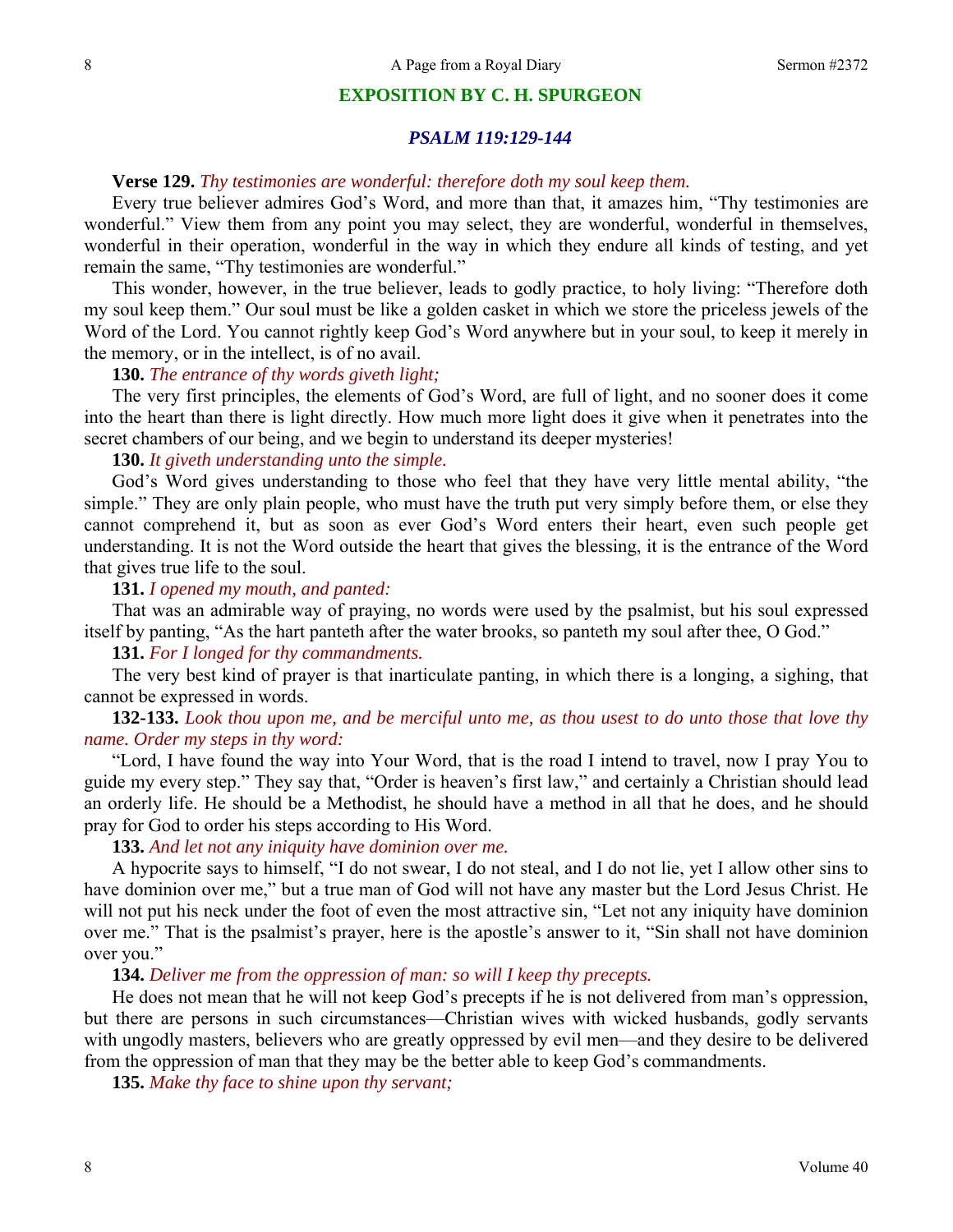## EXPOSITION BY C. H. SPURGEON

### *PSALM 119:129-144*

**Verse 129.** *Thy testimonies are wonderful: therefore doth my soul keep them.*

Every true believer admires God's Word, and more than that, it amazes him, "Thy testimonies are wonderful." View them from any point you may select, they are wonderful, wonderful in themselves, wonderful in their operation, wonderful in the way in which they endure all kinds of testing, and yet remain the same, "Thy testimonies are wonderful."

This wonder, however, in the true believer, leads to godly practice, to holy living: "Therefore doth my soul keep them." Our soul must be like a golden casket in which we store the priceless jewels of the Word of the Lord. You cannot rightly keep God's Word anywhere but in your soul, to keep it merely in the memory, or in the intellect, is of no avail.

**130.** *The entrance of thy words giveth light;*

The very first principles, the elements of God's Word, are full of light, and no sooner does it come into the heart than there is light directly. How much more light does it give when it penetrates into the secret chambers of our being, and we begin to understand its deeper mysteries!

**130.** *It giveth understanding unto the simple.*

God's Word gives understanding to those who feel that they have very little mental ability, "the simple." They are only plain people, who must have the truth put very simply before them, or else they cannot comprehend it, but as soon as ever God's Word enters their heart, even such people get understanding. It is not the Word outside the heart that gives the blessing, it is the entrance of the Word that gives true life to the soul.

**131.** *I opened my mouth, and panted:*

That was an admirable way of praying, no words were used by the psalmist, but his soul expressed itself by panting, "As the hart panteth after the water brooks, so panteth my soul after thee, O God."

**131.** *For I longed for thy commandments.*

The very best kind of prayer is that inarticulate panting, in which there is a longing, a sighing, that cannot be expressed in words.

**132-133.** *Look thou upon me, and be merciful unto me, as thou usest to do unto those that love thy name. Order my steps in thy word:*

"Lord, I have found the way into Your Word, that is the road I intend to travel, now I pray You to guide my every step." They say that, "Order is heaven's first law," and certainly a Christian should lead an orderly life. He should be a Methodist, he should have a method in all that he does, and he should pray for God to order his steps according to His Word.

**133.** *And let not any iniquity have dominion over me.*

A hypocrite says to himself, "I do not swear, I do not steal, and I do not lie, yet I allow other sins to have dominion over me," but a true man of God will not have any master but the Lord Jesus Christ. He will not put his neck under the foot of even the most attractive sin, "Let not any iniquity have dominion over me." That is the psalmist's prayer, here is the apostle's answer to it, "Sin shall not have dominion over you."

**134.** *Deliver me from the oppression of man: so will I keep thy precepts.*

He does not mean that he will not keep God's precepts if he is not delivered from man's oppression, but there are persons in such circumstances—Christian wives with wicked husbands, godly servants with ungodly masters, believers who are greatly oppressed by evil men—and they desire to be delivered from the oppression of man that they may be the better able to keep God's commandments.

**135.** *Make thy face to shine upon thy servant;*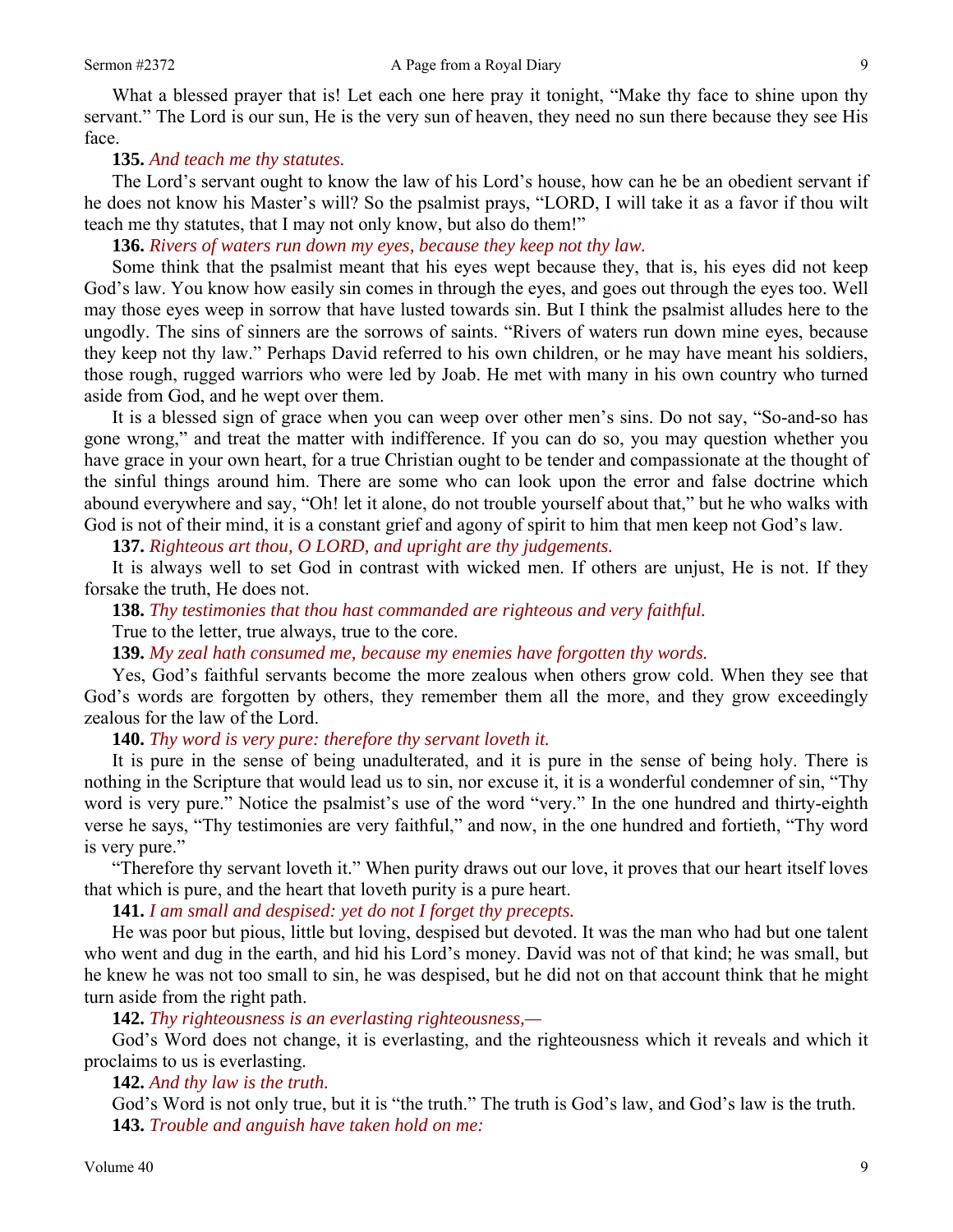What a blessed prayer that is! Let each one here pray it tonight, "Make thy face to shine upon thy servant." The Lord is our sun, He is the very sun of heaven, they need no sun there because they see His face.

**135.** *And teach me thy statutes.*

The Lord's servant ought to know the law of his Lord's house, how can he be an obedient servant if he does not know his Master's will? So the psalmist prays, "LORD, I will take it as a favor if thou wilt teach me thy statutes, that I may not only know, but also do them!"

**136.** *Rivers of waters run down my eyes, because they keep not thy law.*

Some think that the psalmist meant that his eyes wept because they, that is, his eyes did not keep God's law. You know how easily sin comes in through the eyes, and goes out through the eyes too. Well may those eyes weep in sorrow that have lusted towards sin. But I think the psalmist alludes here to the ungodly. The sins of sinners are the sorrows of saints. "Rivers of waters run down mine eyes, because they keep not thy law." Perhaps David referred to his own children, or he may have meant his soldiers, those rough, rugged warriors who were led by Joab. He met with many in his own country who turned aside from God, and he wept over them.

It is a blessed sign of grace when you can weep over other men's sins. Do not say, "So-and-so has gone wrong," and treat the matter with indifference. If you can do so, you may question whether you have grace in your own heart, for a true Christian ought to be tender and compassionate at the thought of the sinful things around him. There are some who can look upon the error and false doctrine which abound everywhere and say, "Oh! let it alone, do not trouble yourself about that," but he who walks with God is not of their mind, it is a constant grief and agony of spirit to him that men keep not God's law.

**137.** *Righteous art thou, O LORD, and upright are thy judgements.*

It is always well to set God in contrast with wicked men. If others are unjust, He is not. If they forsake the truth, He does not.

**138.** *Thy testimonies that thou hast commanded are righteous and very faithful.*

True to the letter, true always, true to the core.

**139.** *My zeal hath consumed me, because my enemies have forgotten thy words.*

Yes, God's faithful servants become the more zealous when others grow cold. When they see that God's words are forgotten by others, they remember them all the more, and they grow exceedingly zealous for the law of the Lord.

**140.** *Thy word is very pure: therefore thy servant loveth it.*

It is pure in the sense of being unadulterated, and it is pure in the sense of being holy. There is nothing in the Scripture that would lead us to sin, nor excuse it, it is a wonderful condemner of sin, "Thy word is very pure." Notice the psalmist's use of the word "very." In the one hundred and thirty-eighth verse he says, "Thy testimonies are very faithful," and now, in the one hundred and fortieth, "Thy word is very pure."

"Therefore thy servant loveth it." When purity draws out our love, it proves that our heart itself loves that which is pure, and the heart that loveth purity is a pure heart.

**141.** *I am small and despised: yet do not I forget thy precepts.*

He was poor but pious, little but loving, despised but devoted. It was the man who had but one talent who went and dug in the earth, and hid his Lord's money. David was not of that kind; he was small, but he knew he was not too small to sin, he was despised, but he did not on that account think that he might turn aside from the right path.

**142.** *Thy righteousness is an everlasting righteousness,—*

God's Word does not change, it is everlasting, and the righteousness which it reveals and which it proclaims to us is everlasting.

**142.** *And thy law is the truth.*

God's Word is not only true, but it is "the truth." The truth is God's law, and God's law is the truth.

**143.** *Trouble and anguish have taken hold on me:*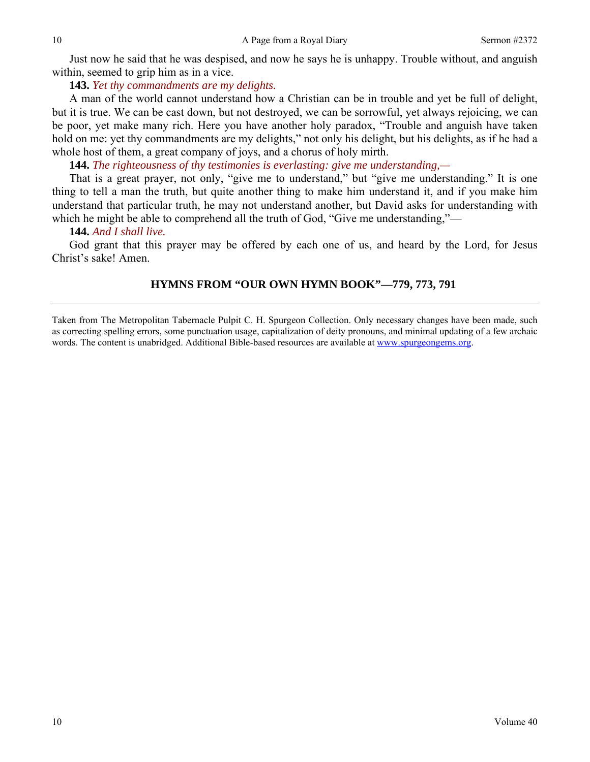Just now he said that he was despised, and now he says he is unhappy. Trouble without, and anguish within, seemed to grip him as in a vice.

**143.** *Yet thy commandments are my delights.*

A man of the world cannot understand how a Christian can be in trouble and yet be full of delight, but it is true. We can be cast down, but not destroyed, we can be sorrowful, yet always rejoicing, we can be poor, yet make many rich. Here you have another holy paradox, "Trouble and anguish have taken hold on me: yet thy commandments are my delights," not only his delight, but his delights, as if he had a whole host of them, a great company of joys, and a chorus of holy mirth.

**144.** *The righteousness of thy testimonies is everlasting: give me understanding,—*

That is a great prayer, not only, "give me to understand," but "give me understanding." It is one thing to tell a man the truth, but quite another thing to make him understand it, and if you make him understand that particular truth, he may not understand another, but David asks for understanding with which he might be able to comprehend all the truth of God, "Give me understanding,"—

**144.** *And I shall live.*

God grant that this prayer may be offered by each one of us, and heard by the Lord, for Jesus Christ's sake! Amen.

**HYMNS FROM "OUR OWN HYMN BOOK"—779, 773, 791**

---

Taken from The Metropolitan Tabernacle Pulpit C. H. Spurgeon Collection. Only necessary changes have been made, such as correcting spelling errors, some punctuation usage, capitalization of deity pronouns, and minimal updating of a few archaic words. The content is unabridged. Additional Bible-based resources are available at www.spurgeongems.org.